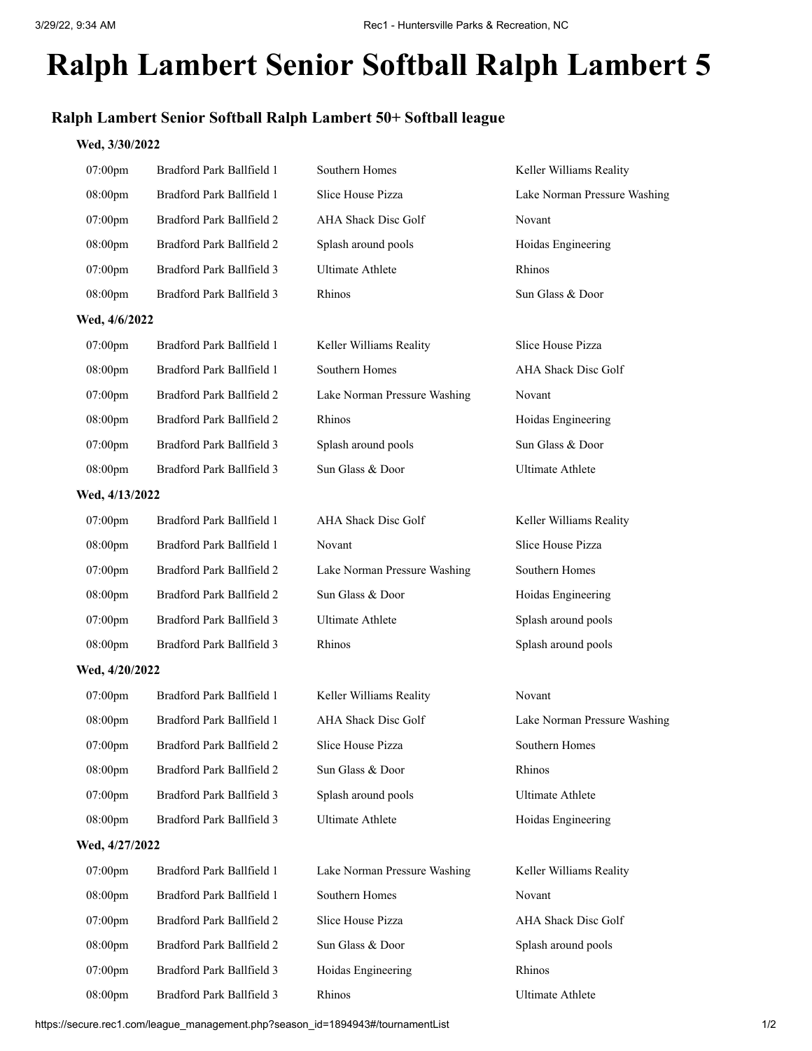# Ralph Lambert Senior Softball Ralph Lambert 5

## Ralph Lambert Senior Softball Ralph Lambert 50+ Softball league

**Wed, 3/30/2022**

| | | | |
|---|---|---|---|
| 07:00pm | Bradford Park Ballfield 1 | Southern Homes | Keller Williams Reality |
| 08:00pm | Bradford Park Ballfield 1 | Slice House Pizza | Lake Norman Pressure Washing |
| 07:00pm | Bradford Park Ballfield 2 | AHA Shack Disc Golf | Novant |
| 08:00pm | Bradford Park Ballfield 2 | Splash around pools | Hoidas Engineering |
| 07:00pm | Bradford Park Ballfield 3 | Ultimate Athlete | Rhinos |
| 08:00pm | Bradford Park Ballfield 3 | Rhinos | Sun Glass & Door |

**Wed, 4/6/2022**

| | | | |
|---|---|---|---|
| 07:00pm | Bradford Park Ballfield 1 | Keller Williams Reality | Slice House Pizza |
| 08:00pm | Bradford Park Ballfield 1 | Southern Homes | AHA Shack Disc Golf |
| 07:00pm | Bradford Park Ballfield 2 | Lake Norman Pressure Washing | Novant |
| 08:00pm | Bradford Park Ballfield 2 | Rhinos | Hoidas Engineering |
| 07:00pm | Bradford Park Ballfield 3 | Splash around pools | Sun Glass & Door |
| 08:00pm | Bradford Park Ballfield 3 | Sun Glass & Door | Ultimate Athlete |

**Wed, 4/13/2022**

| | | | |
|---|---|---|---|
| 07:00pm | Bradford Park Ballfield 1 | AHA Shack Disc Golf | Keller Williams Reality |
| 08:00pm | Bradford Park Ballfield 1 | Novant | Slice House Pizza |
| 07:00pm | Bradford Park Ballfield 2 | Lake Norman Pressure Washing | Southern Homes |
| 08:00pm | Bradford Park Ballfield 2 | Sun Glass & Door | Hoidas Engineering |
| 07:00pm | Bradford Park Ballfield 3 | Ultimate Athlete | Splash around pools |
| 08:00pm | Bradford Park Ballfield 3 | Rhinos | Splash around pools |

**Wed, 4/20/2022**

| | | | |
|---|---|---|---|
| 07:00pm | Bradford Park Ballfield 1 | Keller Williams Reality | Novant |
| 08:00pm | Bradford Park Ballfield 1 | AHA Shack Disc Golf | Lake Norman Pressure Washing |
| 07:00pm | Bradford Park Ballfield 2 | Slice House Pizza | Southern Homes |
| 08:00pm | Bradford Park Ballfield 2 | Sun Glass & Door | Rhinos |
| 07:00pm | Bradford Park Ballfield 3 | Splash around pools | Ultimate Athlete |
| 08:00pm | Bradford Park Ballfield 3 | Ultimate Athlete | Hoidas Engineering |

**Wed, 4/27/2022**

| | | | |
|---|---|---|---|
| 07:00pm | Bradford Park Ballfield 1 | Lake Norman Pressure Washing | Keller Williams Reality |
| 08:00pm | Bradford Park Ballfield 1 | Southern Homes | Novant |
| 07:00pm | Bradford Park Ballfield 2 | Slice House Pizza | AHA Shack Disc Golf |
| 08:00pm | Bradford Park Ballfield 2 | Sun Glass & Door | Splash around pools |
| 07:00pm | Bradford Park Ballfield 3 | Hoidas Engineering | Rhinos |
| 08:00pm | Bradford Park Ballfield 3 | Rhinos | Ultimate Athlete |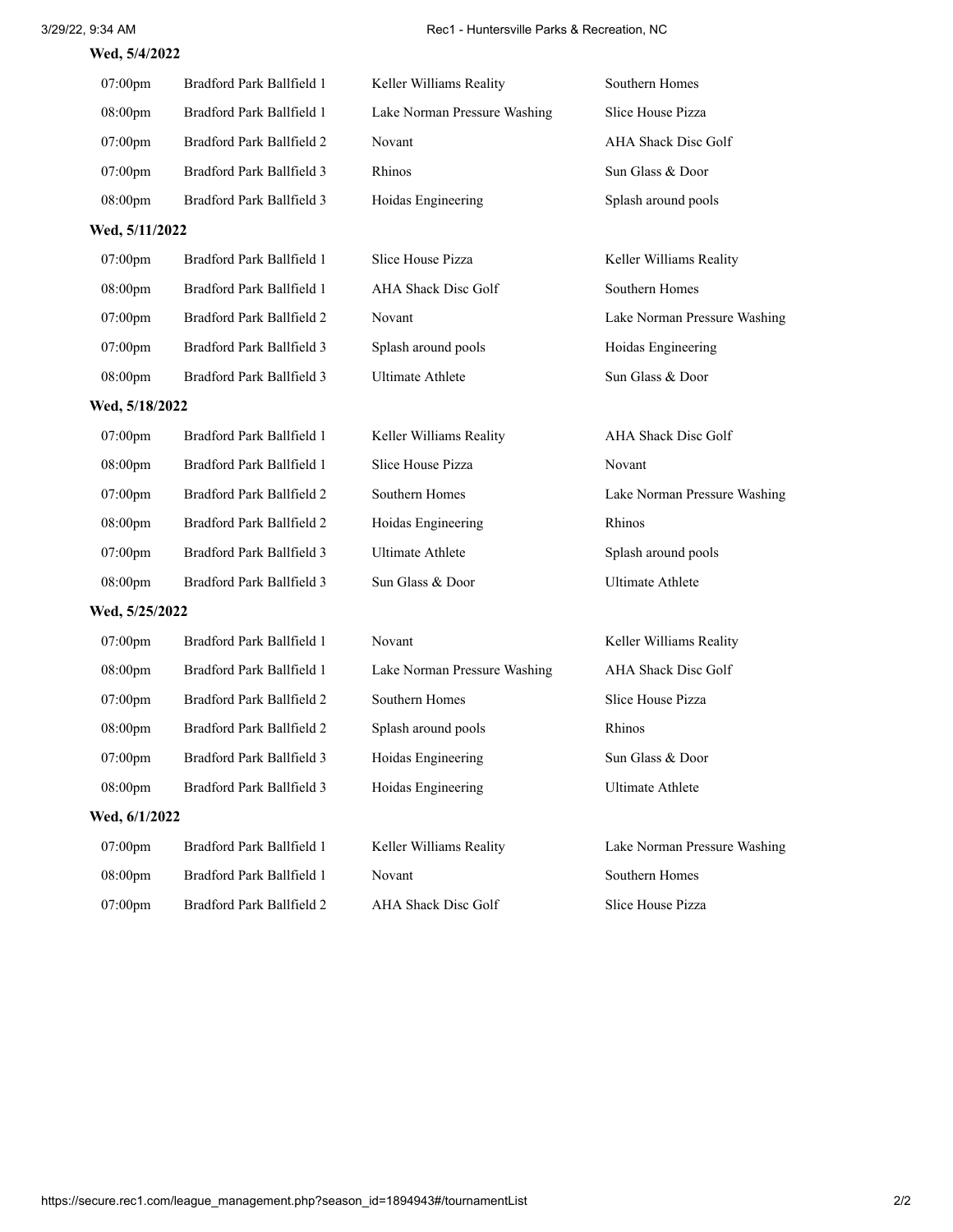**Wed, 5/4/2022**

| | | | |
|---|---|---|---|
| 07:00pm | Bradford Park Ballfield 1 | Keller Williams Reality | Southern Homes |
| 08:00pm | Bradford Park Ballfield 1 | Lake Norman Pressure Washing | Slice House Pizza |
| 07:00pm | Bradford Park Ballfield 2 | Novant | AHA Shack Disc Golf |
| 07:00pm | Bradford Park Ballfield 3 | Rhinos | Sun Glass & Door |
| 08:00pm | Bradford Park Ballfield 3 | Hoidas Engineering | Splash around pools |

**Wed, 5/11/2022**

| | | | |
|---|---|---|---|
| 07:00pm | Bradford Park Ballfield 1 | Slice House Pizza | Keller Williams Reality |
| 08:00pm | Bradford Park Ballfield 1 | AHA Shack Disc Golf | Southern Homes |
| 07:00pm | Bradford Park Ballfield 2 | Novant | Lake Norman Pressure Washing |
| 07:00pm | Bradford Park Ballfield 3 | Splash around pools | Hoidas Engineering |
| 08:00pm | Bradford Park Ballfield 3 | Ultimate Athlete | Sun Glass & Door |

**Wed, 5/18/2022**

| | | | |
|---|---|---|---|
| 07:00pm | Bradford Park Ballfield 1 | Keller Williams Reality | AHA Shack Disc Golf |
| 08:00pm | Bradford Park Ballfield 1 | Slice House Pizza | Novant |
| 07:00pm | Bradford Park Ballfield 2 | Southern Homes | Lake Norman Pressure Washing |
| 08:00pm | Bradford Park Ballfield 2 | Hoidas Engineering | Rhinos |
| 07:00pm | Bradford Park Ballfield 3 | Ultimate Athlete | Splash around pools |
| 08:00pm | Bradford Park Ballfield 3 | Sun Glass & Door | Ultimate Athlete |

**Wed, 5/25/2022**

| | | | |
|---|---|---|---|
| 07:00pm | Bradford Park Ballfield 1 | Novant | Keller Williams Reality |
| 08:00pm | Bradford Park Ballfield 1 | Lake Norman Pressure Washing | AHA Shack Disc Golf |
| 07:00pm | Bradford Park Ballfield 2 | Southern Homes | Slice House Pizza |
| 08:00pm | Bradford Park Ballfield 2 | Splash around pools | Rhinos |
| 07:00pm | Bradford Park Ballfield 3 | Hoidas Engineering | Sun Glass & Door |
| 08:00pm | Bradford Park Ballfield 3 | Hoidas Engineering | Ultimate Athlete |

**Wed, 6/1/2022**

| | | | |
|---|---|---|---|
| 07:00pm | Bradford Park Ballfield 1 | Keller Williams Reality | Lake Norman Pressure Washing |
| 08:00pm | Bradford Park Ballfield 1 | Novant | Southern Homes |
| 07:00pm | Bradford Park Ballfield 2 | AHA Shack Disc Golf | Slice House Pizza |